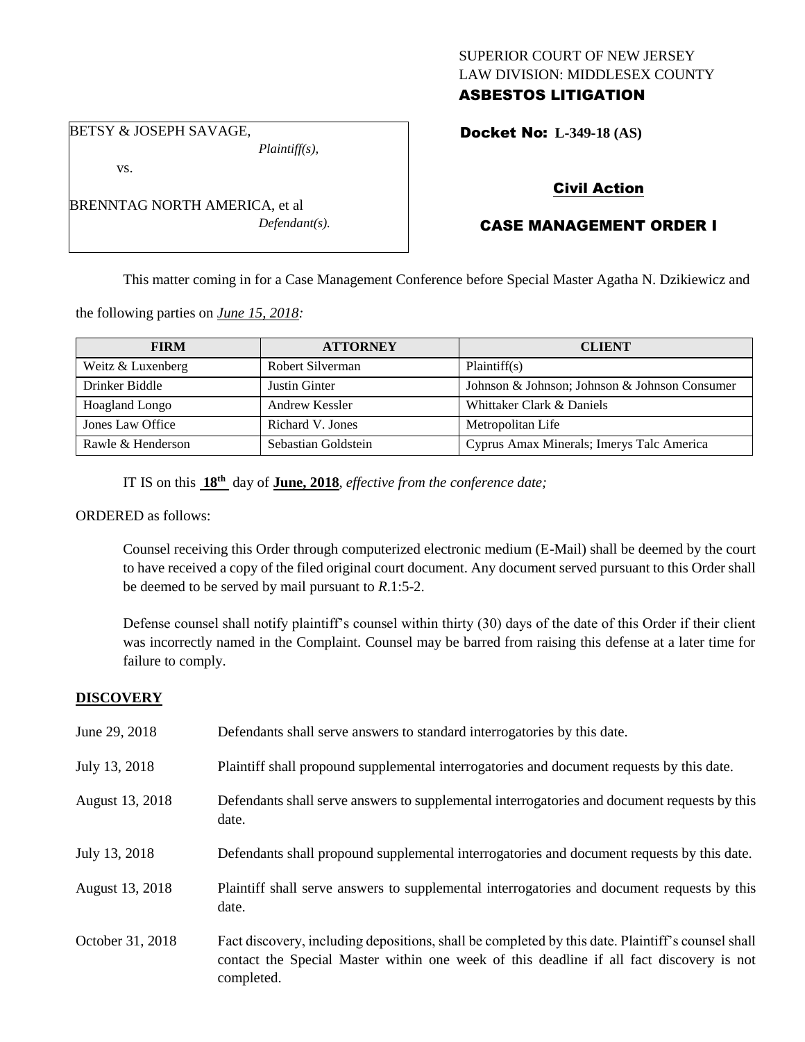SUPERIOR COURT OF NEW JERSEY
LAW DIVISION: MIDDLESEX COUNTY
**ASBESTOS LITIGATION**

BETSY & JOSEPH SAVAGE,
*Plaintiff(s),*

vs.

BRENNTAG NORTH AMERICA, et al
*Defendant(s).*

**Docket No: L-349-18 (AS)**

**Civil Action**

**CASE MANAGEMENT ORDER I**

This matter coming in for a Case Management Conference before Special Master Agatha N. Dzikiewicz and the following parties on *June 15, 2018:*

| FIRM | ATTORNEY | CLIENT |
|---|---|---|
| Weitz & Luxenberg | Robert Silverman | Plaintiff(s) |
| Drinker Biddle | Justin Ginter | Johnson & Johnson; Johnson & Johnson Consumer |
| Hoagland Longo | Andrew Kessler | Whittaker Clark & Daniels |
| Jones Law Office | Richard V. Jones | Metropolitan Life |
| Rawle & Henderson | Sebastian Goldstein | Cyprus Amax Minerals; Imerys Talc America |

IT IS on this **18th** day of **June, 2018**, *effective from the conference date;*

ORDERED as follows:

Counsel receiving this Order through computerized electronic medium (E-Mail) shall be deemed by the court to have received a copy of the filed original court document. Any document served pursuant to this Order shall be deemed to be served by mail pursuant to *R*.1:5-2.

Defense counsel shall notify plaintiff's counsel within thirty (30) days of the date of this Order if their client was incorrectly named in the Complaint. Counsel may be barred from raising this defense at a later time for failure to comply.

## DISCOVERY

| | |
|---|---|
| June 29, 2018 | Defendants shall serve answers to standard interrogatories by this date. |
| July 13, 2018 | Plaintiff shall propound supplemental interrogatories and document requests by this date. |
| August 13, 2018 | Defendants shall serve answers to supplemental interrogatories and document requests by this date. |
| July 13, 2018 | Defendants shall propound supplemental interrogatories and document requests by this date. |
| August 13, 2018 | Plaintiff shall serve answers to supplemental interrogatories and document requests by this date. |
| October 31, 2018 | Fact discovery, including depositions, shall be completed by this date. Plaintiff's counsel shall contact the Special Master within one week of this deadline if all fact discovery is not completed. |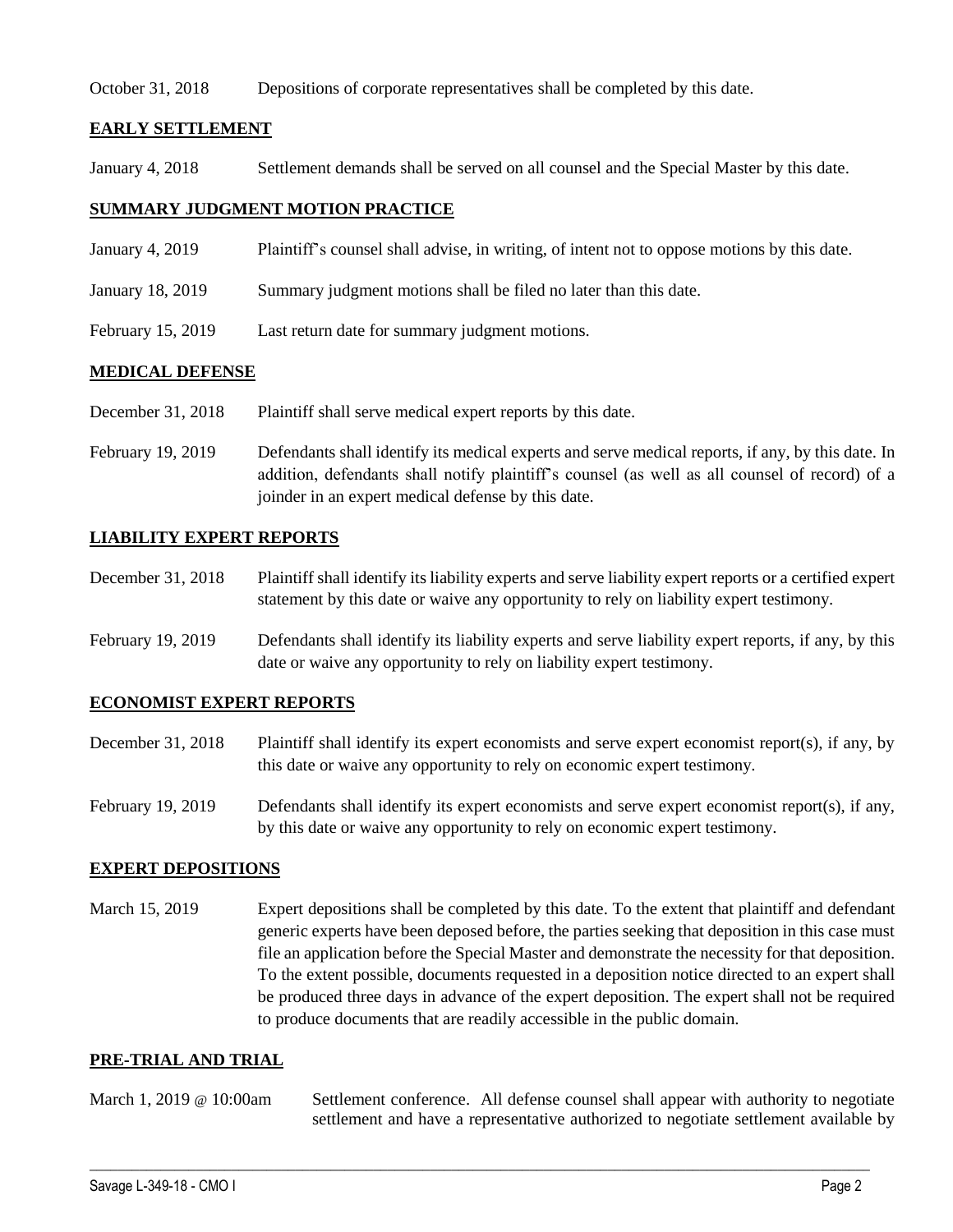October 31, 2018 Depositions of corporate representatives shall be completed by this date.

## EARLY SETTLEMENT

January 4, 2018 Settlement demands shall be served on all counsel and the Special Master by this date.

## SUMMARY JUDGMENT MOTION PRACTICE

January 4, 2019 Plaintiff's counsel shall advise, in writing, of intent not to oppose motions by this date.

January 18, 2019 Summary judgment motions shall be filed no later than this date.

February 15, 2019 Last return date for summary judgment motions.

## MEDICAL DEFENSE

December 31, 2018 Plaintiff shall serve medical expert reports by this date.

February 19, 2019 Defendants shall identify its medical experts and serve medical reports, if any, by this date. In addition, defendants shall notify plaintiff's counsel (as well as all counsel of record) of a joinder in an expert medical defense by this date.

## LIABILITY EXPERT REPORTS

December 31, 2018 Plaintiff shall identify its liability experts and serve liability expert reports or a certified expert statement by this date or waive any opportunity to rely on liability expert testimony.

February 19, 2019 Defendants shall identify its liability experts and serve liability expert reports, if any, by this date or waive any opportunity to rely on liability expert testimony.

## ECONOMIST EXPERT REPORTS

December 31, 2018 Plaintiff shall identify its expert economists and serve expert economist report(s), if any, by this date or waive any opportunity to rely on economic expert testimony.

February 19, 2019 Defendants shall identify its expert economists and serve expert economist report(s), if any, by this date or waive any opportunity to rely on economic expert testimony.

## EXPERT DEPOSITIONS

March 15, 2019 Expert depositions shall be completed by this date. To the extent that plaintiff and defendant generic experts have been deposed before, the parties seeking that deposition in this case must file an application before the Special Master and demonstrate the necessity for that deposition. To the extent possible, documents requested in a deposition notice directed to an expert shall be produced three days in advance of the expert deposition. The expert shall not be required to produce documents that are readily accessible in the public domain.

## PRE-TRIAL AND TRIAL

March 1, 2019 @ 10:00am Settlement conference. All defense counsel shall appear with authority to negotiate settlement and have a representative authorized to negotiate settlement available by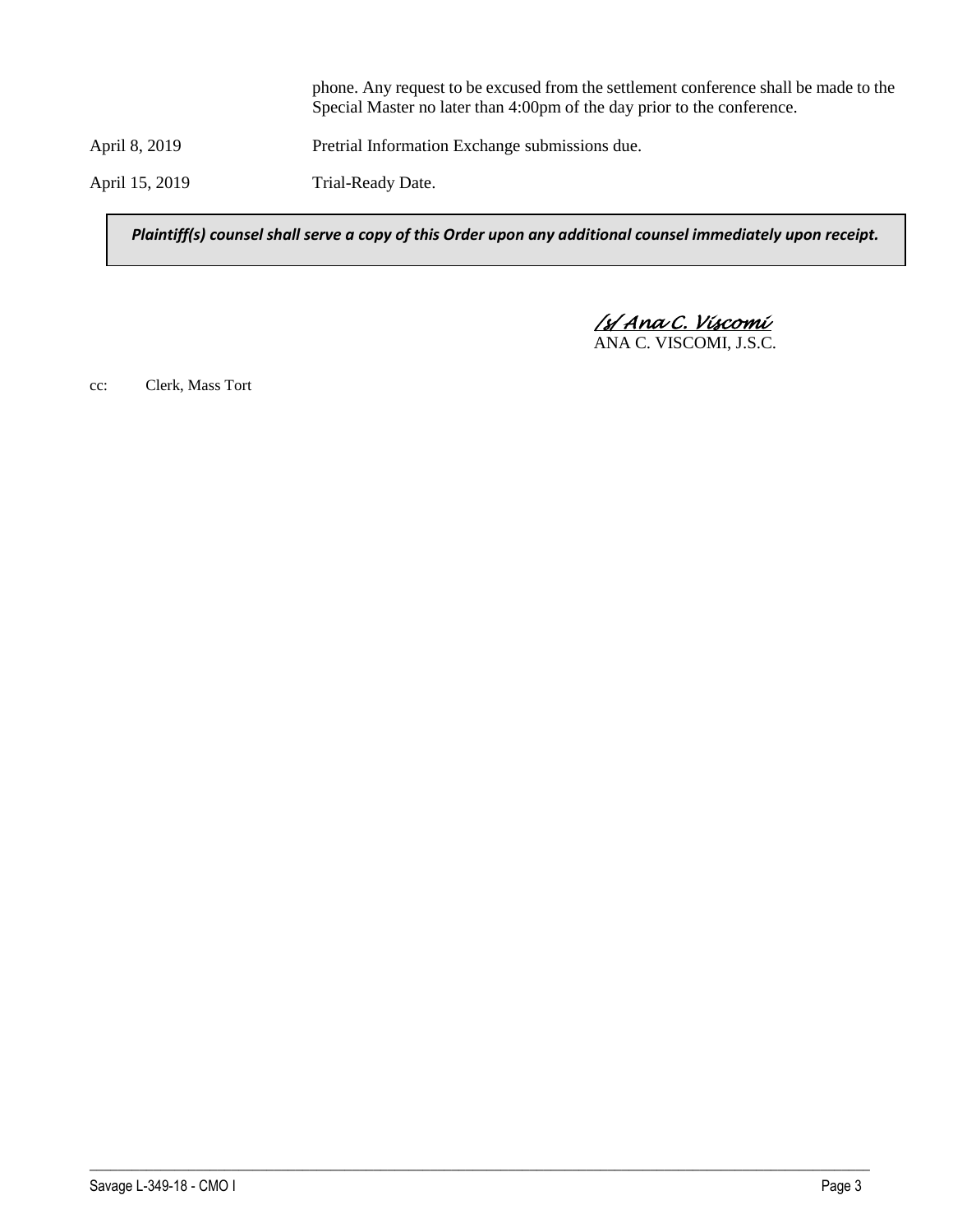| | |
|---|---|
| | phone. Any request to be excused from the settlement conference shall be made to the Special Master no later than 4:00pm of the day prior to the conference. |
| April 8, 2019 | Pretrial Information Exchange submissions due. |
| April 15, 2019 | Trial-Ready Date. |

***Plaintiff(s) counsel shall serve a copy of this Order upon any additional counsel immediately upon receipt.***

/s/ Ana C. Viscomi
ANA C. VISCOMI, J.S.C.

cc: Clerk, Mass Tort